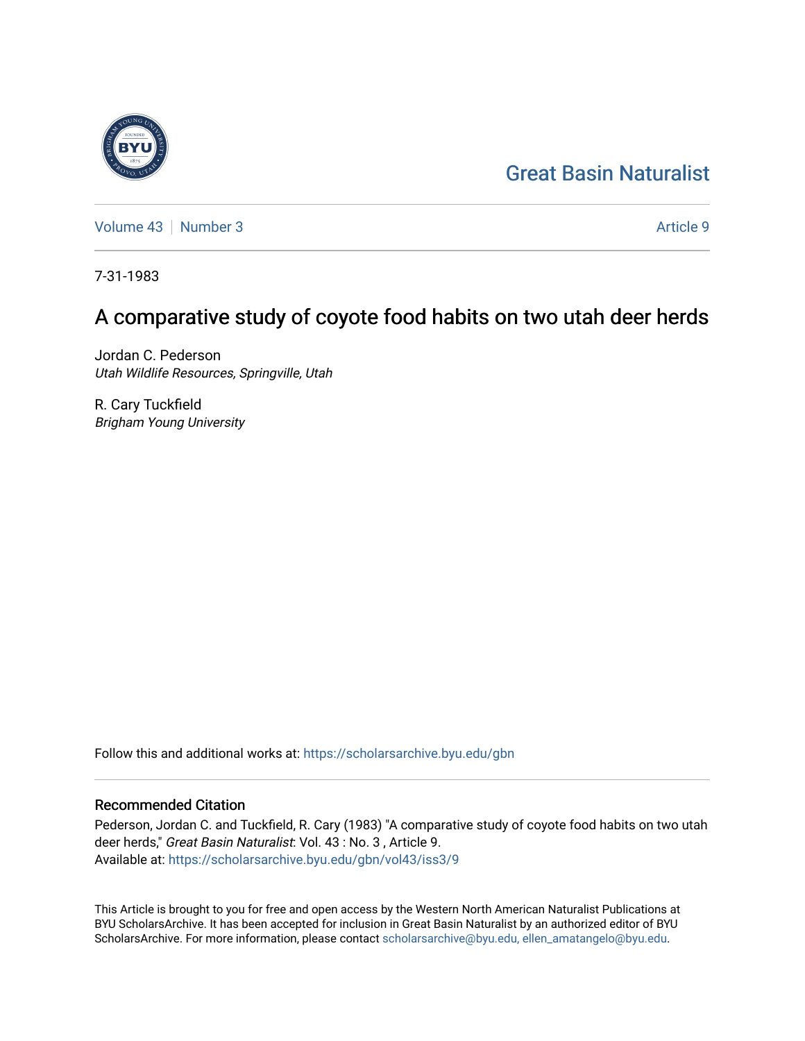Great Basin Naturalist

Volume 43 | Number 3 | Article 9

7-31-1983

# A comparative study of coyote food habits on two utah deer herds

Jordan C. Pederson
*Utah Wildlife Resources, Springville, Utah*

R. Cary Tuckfield
*Brigham Young University*

Follow this and additional works at: https://scholarsarchive.byu.edu/gbn

## Recommended Citation

Pederson, Jordan C. and Tuckfield, R. Cary (1983) "A comparative study of coyote food habits on two utah deer herds," *Great Basin Naturalist*: Vol. 43 : No. 3 , Article 9.
Available at: https://scholarsarchive.byu.edu/gbn/vol43/iss3/9

This Article is brought to you for free and open access by the Western North American Naturalist Publications at BYU ScholarsArchive. It has been accepted for inclusion in Great Basin Naturalist by an authorized editor of BYU ScholarsArchive. For more information, please contact scholarsarchive@byu.edu, ellen_amatangelo@byu.edu.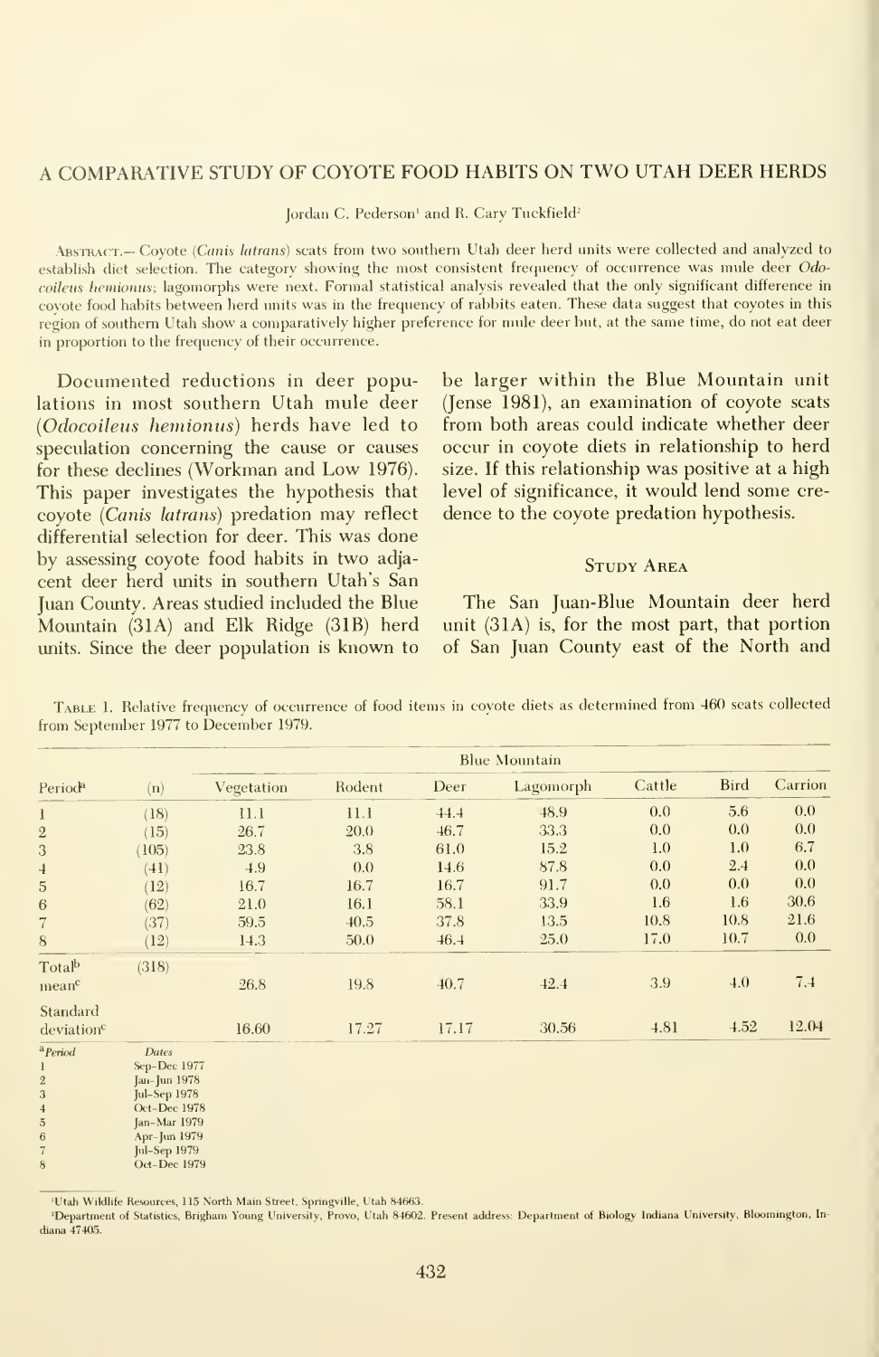# A COMPARATIVE STUDY OF COYOTE FOOD HABITS ON TWO UTAH DEER HERDS

Jordan C. Pederson[1] and R. Cary Tuckfield[2]

Abstract.— Coyote (*Canis latrans*) scats from two southern Utah deer herd units were collected and analyzed to establish diet selection. The category showing the most consistent frequency of occurrence was mule deer *Odocoileus hemionus*; lagomorphs were next. Formal statistical analysis revealed that the only significant difference in coyote food habits between herd units was in the frequency of rabbits eaten. These data suggest that coyotes in this region of southern Utah show a comparatively higher preference for mule deer but, at the same time, do not eat deer in proportion to the frequency of their occurrence.

Documented reductions in deer populations in most southern Utah mule deer (*Odocoileus hemionus*) herds have led to speculation concerning the cause or causes for these declines (Workman and Low 1976). This paper investigates the hypothesis that coyote (*Canis latrans*) predation may reflect differential selection for deer. This was done by assessing coyote food habits in two adjacent deer herd units in southern Utah's San Juan County. Areas studied included the Blue Mountain (31A) and Elk Ridge (31B) herd units. Since the deer population is known to be larger within the Blue Mountain unit (Jense 1981), an examination of coyote scats from both areas could indicate whether deer occur in coyote diets in relationship to herd size. If this relationship was positive at a high level of significance, it would lend some credence to the coyote predation hypothesis.

## Study Area

The San Juan-Blue Mountain deer herd unit (31A) is, for the most part, that portion of San Juan County east of the North and

Table 1. Relative frequency of occurrence of food items in coyote diets as determined from 460 scats collected from September 1977 to December 1979.

| | | Blue Mountain | | | | | | |
|---|---|---|---|---|---|---|---|---|
| Period[a] | (n) | Vegetation | Rodent | Deer | Lagomorph | Cattle | Bird | Carrion |
| 1 | (18) | 11.1 | 11.1 | 44.4 | 48.9 | 0.0 | 5.6 | 0.0 |
| 2 | (15) | 26.7 | 20.0 | 46.7 | 33.3 | 0.0 | 0.0 | 0.0 |
| 3 | (105) | 23.8 | 3.8 | 61.0 | 15.2 | 1.0 | 1.0 | 6.7 |
| 4 | (41) | 4.9 | 0.0 | 14.6 | 87.8 | 0.0 | 2.4 | 0.0 |
| 5 | (12) | 16.7 | 16.7 | 16.7 | 91.7 | 0.0 | 0.0 | 0.0 |
| 6 | (62) | 21.0 | 16.1 | 58.1 | 33.9 | 1.6 | 1.6 | 30.6 |
| 7 | (37) | 59.5 | 40.5 | 37.8 | 13.5 | 10.8 | 10.8 | 21.6 |
| 8 | (12) | 14.3 | 50.0 | 46.4 | 25.0 | 17.0 | 10.7 | 0.0 |
| Total[b] | (318) | | | | | | | |
| mean[c] | | 26.8 | 19.8 | 40.7 | 42.4 | 3.9 | 4.0 | 7.4 |
| Standard deviation[c] | | 16.60 | 17.27 | 17.17 | 30.56 | 4.81 | 4.52 | 12.04 |

| [a]Period | Dates |
|---|---|
| 1 | Sep–Dec 1977 |
| 2 | Jan–Jun 1978 |
| 3 | Jul–Sep 1978 |
| 4 | Oct–Dec 1978 |
| 5 | Jan–Mar 1979 |
| 6 | Apr–Jun 1979 |
| 7 | Jul–Sep 1979 |
| 8 | Oct–Dec 1979 |

[1]Utah Wildlife Resources, 115 North Main Street, Springville, Utah 84663.

[2]Department of Statistics, Brigham Young University, Provo, Utah 84602. Present address: Department of Biology Indiana University, Bloomington, Indiana 47405.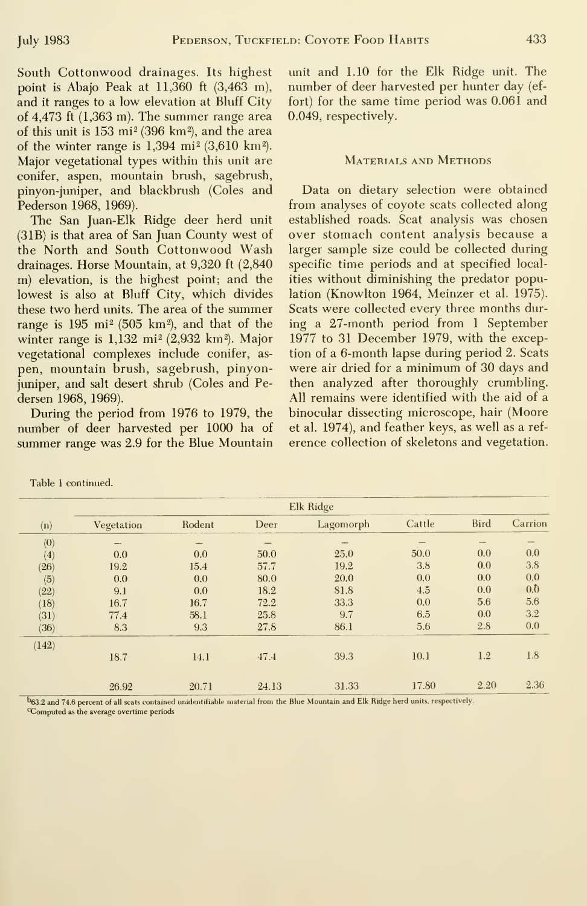South Cottonwood drainages. Its highest point is Abajo Peak at 11,360 ft (3,463 m), and it ranges to a low elevation at Bluff City of 4,473 ft (1,363 m). The summer range area of this unit is 153 mi² (396 km²), and the area of the winter range is 1,394 mi² (3,610 km²). Major vegetational types within this unit are conifer, aspen, mountain brush, sagebrush, pinyon-juniper, and blackbrush (Coles and Pederson 1968, 1969).

The San Juan-Elk Ridge deer herd unit (31B) is that area of San Juan County west of the North and South Cottonwood Wash drainages. Horse Mountain, at 9,320 ft (2,840 m) elevation, is the highest point; and the lowest is also at Bluff City, which divides these two herd units. The area of the summer range is 195 mi² (505 km²), and that of the winter range is 1,132 mi² (2,932 km²). Major vegetational complexes include conifer, aspen, mountain brush, sagebrush, pinyon-juniper, and salt desert shrub (Coles and Pedersen 1968, 1969).

During the period from 1976 to 1979, the number of deer harvested per 1000 ha of summer range was 2.9 for the Blue Mountain unit and 1.10 for the Elk Ridge unit. The number of deer harvested per hunter day (effort) for the same time period was 0.061 and 0.049, respectively.

## Materials and Methods

Data on dietary selection were obtained from analyses of coyote scats collected along established roads. Scat analysis was chosen over stomach content analysis because a larger sample size could be collected during specific time periods and at specified localities without diminishing the predator population (Knowlton 1964, Meinzer et al. 1975). Scats were collected every three months during a 27-month period from 1 September 1977 to 31 December 1979, with the exception of a 6-month lapse during period 2. Scats were air dried for a minimum of 30 days and then analyzed after thoroughly crumbling. All remains were identified with the aid of a binocular dissecting microscope, hair (Moore et al. 1974), and feather keys, as well as a reference collection of skeletons and vegetation.

Table 1 continued.

| | Elk Ridge | | | | | | |
|---|---|---|---|---|---|---|---|
| (n) | Vegetation | Rodent | Deer | Lagomorph | Cattle | Bird | Carrion |
| (0) | — | — | — | — | — | — | — |
| (4) | 0.0 | 0.0 | 50.0 | 25.0 | 50.0 | 0.0 | 0.0 |
| (26) | 19.2 | 15.4 | 57.7 | 19.2 | 3.8 | 0.0 | 3.8 |
| (5) | 0.0 | 0.0 | 80.0 | 20.0 | 0.0 | 0.0 | 0.0 |
| (22) | 9.1 | 0.0 | 18.2 | 81.8 | 4.5 | 0.0 | 0.0 |
| (18) | 16.7 | 16.7 | 72.2 | 33.3 | 0.0 | 5.6 | 5.6 |
| (31) | 77.4 | 58.1 | 25.8 | 9.7 | 6.5 | 0.0 | 3.2 |
| (36) | 8.3 | 9.3 | 27.8 | 86.1 | 5.6 | 2.8 | 0.0 |
| (142) | 18.7 | 14.1 | 47.4 | 39.3 | 10.1 | 1.2 | 1.8 |
| | 26.92 | 20.71 | 24.13 | 31.33 | 17.80 | 2.20 | 2.36 |

[b]63.2 and 74.6 percent of all scats contained unidentifiable material from the Blue Mountain and Elk Ridge herd units, respectively.
[c]Computed as the average overtime periods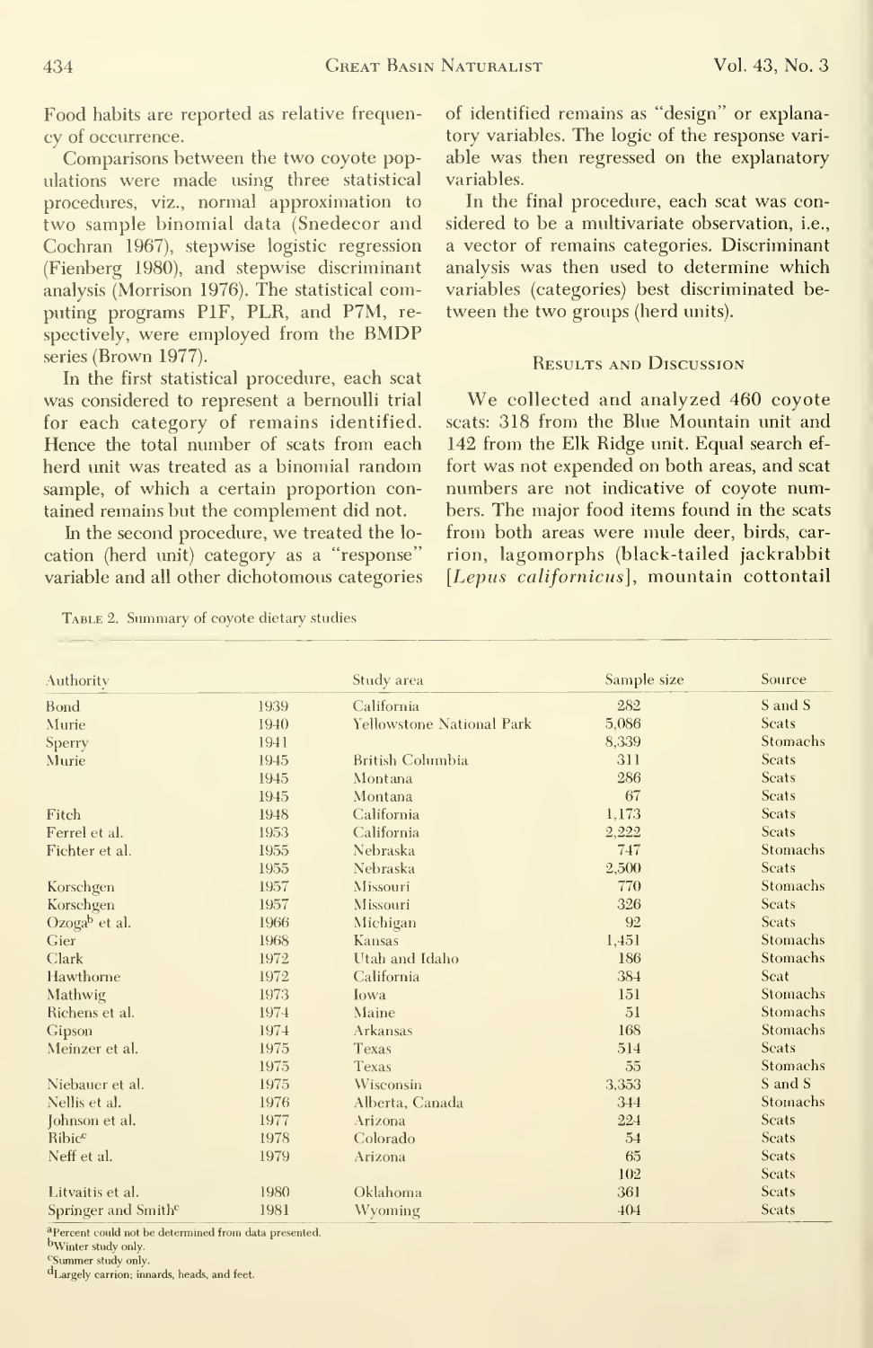Food habits are reported as relative frequency of occurrence.

Comparisons between the two coyote populations were made using three statistical procedures, viz., normal approximation to two sample binomial data (Snedecor and Cochran 1967), stepwise logistic regression (Fienberg 1980), and stepwise discriminant analysis (Morrison 1976). The statistical computing programs P1F, PLR, and P7M, respectively, were employed from the BMDP series (Brown 1977).

In the first statistical procedure, each scat was considered to represent a bernoulli trial for each category of remains identified. Hence the total number of scats from each herd unit was treated as a binomial random sample, of which a certain proportion contained remains but the complement did not.

In the second procedure, we treated the location (herd unit) category as a "response" variable and all other dichotomous categories of identified remains as "design" or explanatory variables. The logic of the response variable was then regressed on the explanatory variables.

In the final procedure, each scat was considered to be a multivariate observation, i.e., a vector of remains categories. Discriminant analysis was then used to determine which variables (categories) best discriminated between the two groups (herd units).

## Results and Discussion

We collected and analyzed 460 coyote scats: 318 from the Blue Mountain unit and 142 from the Elk Ridge unit. Equal search effort was not expended on both areas, and scat numbers are not indicative of coyote numbers. The major food items found in the scats from both areas were mule deer, birds, carrion, lagomorphs (black-tailed jackrabbit [*Lepus californicus*], mountain cottontail

Table 2. Summary of coyote dietary studies

| Authority | | Study area | Sample size | Source |
|---|---|---|---|---|
| Bond | 1939 | California | 282 | S and S |
| Murie | 1940 | Yellowstone National Park | 5,086 | Scats |
| Sperry | 1941 | | 8,339 | Stomachs |
| Murie | 1945 | British Columbia | 311 | Scats |
| | 1945 | Montana | 286 | Scats |
| | 1945 | Montana | 67 | Scats |
| Fitch | 1948 | California | 1,173 | Scats |
| Ferrel et al. | 1953 | California | 2,222 | Scats |
| Fichter et al. | 1955 | Nebraska | 747 | Stomachs |
| | 1955 | Nebraska | 2,500 | Scats |
| Korschgen | 1957 | Missouri | 770 | Stomachs |
| Korschgen | 1957 | Missouri | 326 | Scats |
| Ozoga[b] et al. | 1966 | Michigan | 92 | Scats |
| Gier | 1968 | Kansas | 1,451 | Stomachs |
| Clark | 1972 | Utah and Idaho | 186 | Stomachs |
| Hawthorne | 1972 | California | 384 | Scat |
| Mathwig | 1973 | Iowa | 151 | Stomachs |
| Richens et al. | 1974 | Maine | 51 | Stomachs |
| Gipson | 1974 | Arkansas | 168 | Stomachs |
| Meinzer et al. | 1975 | Texas | 514 | Scats |
| | 1975 | Texas | 55 | Stomachs |
| Niebauer et al. | 1975 | Wisconsin | 3,353 | S and S |
| Nellis et al. | 1976 | Alberta, Canada | 344 | Stomachs |
| Johnson et al. | 1977 | Arizona | 224 | Scats |
| Bibic[c] | 1978 | Colorado | 54 | Scats |
| Neff et al. | 1979 | Arizona | 65 | Scats |
| | | | 102 | Scats |
| Litvaitis et al. | 1980 | Oklahoma | 361 | Scats |
| Springer and Smith[c] | 1981 | Wyoming | 404 | Scats |

[a]Percent could not be determined from data presented.
[b]Winter study only.
[c]Summer study only.
[d]Largely carrion; innards, heads, and feet.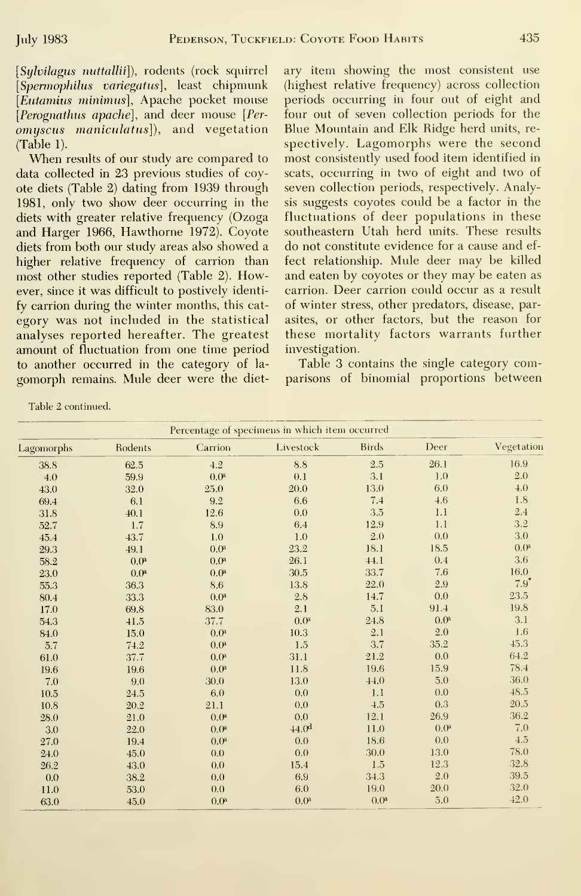[*Sylvilagus nuttallii*]), rodents (rock squirrel [*Spermophilus variegatus*], least chipmunk [*Eutamius minimus*], Apache pocket mouse [*Perognathus apache*], and deer mouse [*Peromyscus maniculatus*]), and vegetation (Table 1).

When results of our study are compared to data collected in 23 previous studies of coyote diets (Table 2) dating from 1939 through 1981, only two show deer occurring in the diets with greater relative frequency (Ozoga and Harger 1966, Hawthorne 1972). Coyote diets from both our study areas also showed a higher relative frequency of carrion than most other studies reported (Table 2). However, since it was difficult to postively identify carrion during the winter months, this category was not included in the statistical analyses reported hereafter. The greatest amount of fluctuation from one time period to another occurred in the category of lagomorph remains. Mule deer were the dietary item showing the most consistent use (highest relative frequency) across collection periods occurring in four out of eight and four out of seven collection periods for the Blue Mountain and Elk Ridge herd units, respectively. Lagomorphs were the second most consistently used food item identified in scats, occurring in two of eight and two of seven collection periods, respectively. Analysis suggests coyotes could be a factor in the fluctuations of deer populations in these southeastern Utah herd units. These results do not constitute evidence for a cause and effect relationship. Mule deer may be killed and eaten by coyotes or they may be eaten as carrion. Deer carrion could occur as a result of winter stress, other predators, disease, parasites, or other factors, but the reason for these mortality factors warrants further investigation.

Table 3 contains the single category comparisons of binomial proportions between

Table 2 continued.

| Percentage of specimens in which item occurred | | | | | | |
|---|---|---|---|---|---|---|
| Lagomorphs | Rodents | Carrion | Livestock | Birds | Deer | Vegetation |
| 38.8 | 62.5 | 4.2 | 8.8 | 2.5 | 26.1 | 16.9 |
| 4.0 | 59.9 | 0.0[a] | 0.1 | 3.1 | 1.0 | 2.0 |
| 43.0 | 32.0 | 25.0 | 20.0 | 13.0 | 6.0 | 4.0 |
| 69.4 | 6.1 | 9.2 | 6.6 | 7.4 | 4.6 | 1.8 |
| 31.8 | 40.1 | 12.6 | 0.0 | 3.5 | 1.1 | 2.4 |
| 52.7 | 1.7 | 8.9 | 6.4 | 12.9 | 1.1 | 3.2 |
| 45.4 | 43.7 | 1.0 | 1.0 | 2.0 | 0.0 | 3.0 |
| 29.3 | 49.1 | 0.0[a] | 23.2 | 18.1 | 18.5 | 0.0[a] |
| 58.2 | 0.0[a] | 0.0[a] | 26.1 | 44.1 | 0.4 | 3.6 |
| 23.0 | 0.0[a] | 0.0[a] | 30.5 | 33.7 | 7.6 | 16.0 |
| 55.3 | 36.3 | 8.6 | 13.8 | 22.0 | 2.9 | 7.9[*] |
| 80.4 | 33.3 | 0.0[a] | 2.8 | 14.7 | 0.0 | 23.5 |
| 17.0 | 69.8 | 83.0 | 2.1 | 5.1 | 91.4 | 19.8 |
| 54.3 | 41.5 | 37.7 | 0.0[a] | 24.8 | 0.0[a] | 3.1 |
| 84.0 | 15.0 | 0.0[a] | 10.3 | 2.1 | 2.0 | 1.6 |
| 5.7 | 74.2 | 0.0[a] | 1.5 | 3.7 | 35.2 | 45.3 |
| 61.0 | 37.7 | 0.0[a] | 31.1 | 21.2 | 0.0 | 64.2 |
| 19.6 | 19.6 | 0.0[a] | 11.8 | 19.6 | 15.9 | 78.4 |
| 7.0 | 9.0 | 30.0 | 13.0 | 44.0 | 5.0 | 36.0 |
| 10.5 | 24.5 | 6.0 | 0.0 | 1.1 | 0.0 | 48.5 |
| 10.8 | 20.2 | 21.1 | 0.0 | 4.5 | 0.3 | 20.5 |
| 28.0 | 21.0 | 0.0[a] | 0.0 | 12.1 | 26.9 | 36.2 |
| 3.0 | 22.0 | 0.0[a] | 44.0[d] | 11.0 | 0.0[a] | 7.0 |
| 27.0 | 19.4 | 0.0[a] | 0.0 | 18.6 | 0.0 | 4.5 |
| 24.0 | 45.0 | 0.0 | 0.0 | 30.0 | 13.0 | 78.0 |
| 26.2 | 43.0 | 0.0 | 15.4 | 1.5 | 12.3 | 32.8 |
| 0.0 | 38.2 | 0.0 | 6.9 | 34.3 | 2.0 | 39.5 |
| 11.0 | 53.0 | 0.0 | 6.0 | 19.0 | 20.0 | 32.0 |
| 63.0 | 45.0 | 0.0[a] | 0.0[a] | 0.0[a] | 5.0 | 42.0 |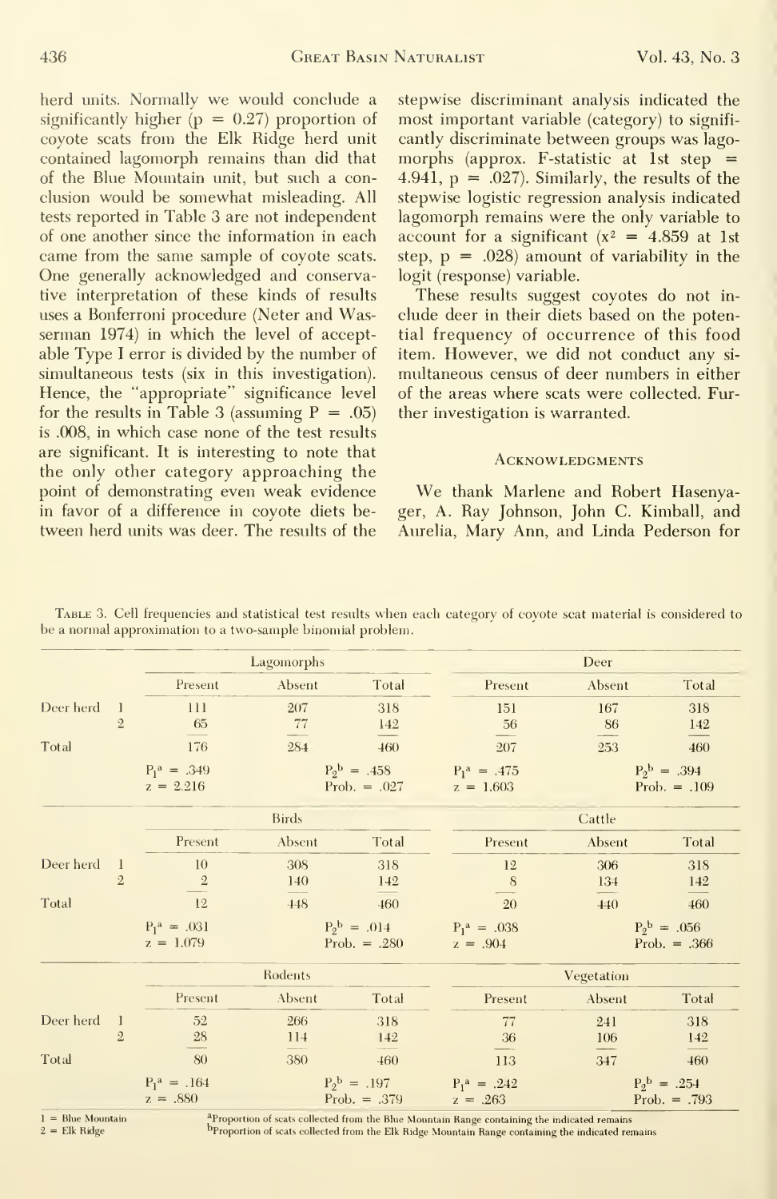herd units. Normally we would conclude a significantly higher (p = 0.27) proportion of coyote scats from the Elk Ridge herd unit contained lagomorph remains than did that of the Blue Mountain unit, but such a conclusion would be somewhat misleading. All tests reported in Table 3 are not independent of one another since the information in each came from the same sample of coyote scats. One generally acknowledged and conservative interpretation of these kinds of results uses a Bonferroni procedure (Neter and Wasserman 1974) in which the level of acceptable Type I error is divided by the number of simultaneous tests (six in this investigation). Hence, the "appropriate" significance level for the results in Table 3 (assuming P = .05) is .008, in which case none of the test results are significant. It is interesting to note that the only other category approaching the point of demonstrating even weak evidence in favor of a difference in coyote diets between herd units was deer. The results of the stepwise discriminant analysis indicated the most important variable (category) to significantly discriminate between groups was lagomorphs (approx. F-statistic at 1st step = 4.941, p = .027). Similarly, the results of the stepwise logistic regression analysis indicated lagomorph remains were the only variable to account for a significant ($x^2$ = 4.859 at 1st step, p = .028) amount of variability in the logit (response) variable.

These results suggest coyotes do not include deer in their diets based on the potential frequency of occurrence of this food item. However, we did not conduct any simultaneous census of deer numbers in either of the areas where scats were collected. Further investigation is warranted.

## Acknowledgments

We thank Marlene and Robert Hasenyager, A. Ray Johnson, John C. Kimball, and Aurelia, Mary Ann, and Linda Pederson for

Table 3. Cell frequencies and statistical test results when each category of coyote scat material is considered to be a normal approximation to a two-sample binomial problem.

| | | Lagomorphs | | | Deer | | |
|---|---|---|---|---|---|---|---|
| | | Present | Absent | Total | Present | Absent | Total |
| Deer herd | 1 | 111 | 207 | 318 | 151 | 167 | 318 |
| | 2 | 65 | 77 | 142 | 56 | 86 | 142 |
| Total | | 176 | 284 | 460 | 207 | 253 | 460 |
| | | $P_1^a$ = .349, z = 2.216 | | $P_2^b$ = .458, Prob. = .027 | $P_1^a$ = .475, z = 1.603 | | $P_2^b$ = .394, Prob. = .109 |
| | | **Birds** | | | **Cattle** | | |
| | | Present | Absent | Total | Present | Absent | Total |
| Deer herd | 1 | 10 | 308 | 318 | 12 | 306 | 318 |
| | 2 | 2 | 140 | 142 | 8 | 134 | 142 |
| Total | | 12 | 448 | 460 | 20 | 440 | 460 |
| | | $P_1^a$ = .031, z = 1.079 | | $P_2^b$ = .014, Prob. = .280 | $P_1^a$ = .038, z = .904 | | $P_2^b$ = .056, Prob. = .366 |
| | | **Rodents** | | | **Vegetation** | | |
| | | Present | Absent | Total | Present | Absent | Total |
| Deer herd | 1 | 52 | 266 | 318 | 77 | 241 | 318 |
| | 2 | 28 | 114 | 142 | 36 | 106 | 142 |
| Total | | 80 | 380 | 460 | 113 | 347 | 460 |
| | | $P_1^a$ = .164, z = .880 | | $P_2^b$ = .197, Prob. = .379 | $P_1^a$ = .242, z = .263 | | $P_2^b$ = .254, Prob. = .793 |

1 = Blue Mountain
2 = Elk Ridge

[a]Proportion of scats collected from the Blue Mountain Range containing the indicated remains
[b]Proportion of scats collected from the Elk Ridge Mountain Range containing the indicated remains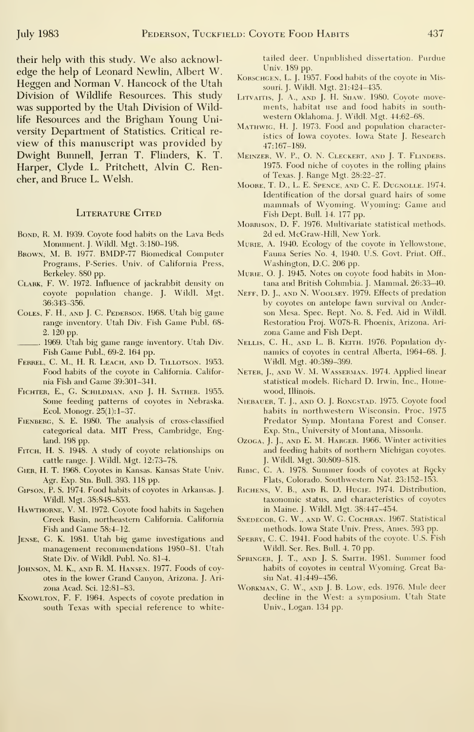their help with this study. We also acknowledge the help of Leonard Newlin, Albert W. Heggen and Norman V. Hancock of the Utah Division of Wildlife Resources. This study was supported by the Utah Division of Wildlife Resources and the Brigham Young University Department of Statistics. Critical review of this manuscript was provided by Dwight Bunnell, Jerran T. Flinders, K. T. Harper, Clyde L. Pritchett, Alvin C. Rencher, and Bruce L. Welsh.

## Literature Cited

Bond, R. M. 1939. Coyote food habits on the Lava Beds Monument. J. Wildl. Mgt. 3:180–198.

Brown, M. B. 1977. BMDP-77 Biomedical Computer Programs, P-Series. Univ. of California Press, Berkeley. 880 pp.

Clark, F. W. 1972. Influence of jackrabbit density on coyote population change. J. Wildl. Mgt. 36:343–356.

Coles, F. H., and J. C. Pederson. 1968. Utah big game range inventory. Utah Div. Fish Game Publ. 68-2. 120 pp.

______. 1969. Utah big game range inventory. Utah Div. Fish Game Publ., 69-2. 164 pp.

Ferrel, C. M., H. R. Leach, and D. Tillotson. 1953. Food habits of the coyote in California. California Fish and Game 39:301–341.

Fichter, E., G. Schildman, and J. H. Sather. 1955. Some feeding patterns of coyotes in Nebraska. Ecol. Monogr. 25(1):1–37.

Fienberg, S. E. 1980. The analysis of cross-classified categorical data. MIT Press, Cambridge, England. 198 pp.

Fitch, H. S. 1948. A study of coyote relationships on cattle range. J. Wildl. Mgt. 12:73–78.

Gier, H. T. 1968. Coyotes in Kansas. Kansas State Univ. Agr. Exp. Stn. Bull. 393. 118 pp.

Gipson, P. S. 1974. Food habits of coyotes in Arkansas. J. Wildl. Mgt. 38:848–853.

Hawthorne, V. M. 1972. Coyote food habits in Sagehen Creek Basin, northeastern California. California Fish and Game 58:4–12.

Jense, G. K. 1981. Utah big game investigations and management recommendations 1980–81. Utah State Div. of Wildl. Publ. No. 81-4.

Johnson, M. K., and R. M. Hansen. 1977. Foods of coyotes in the lower Grand Canyon, Arizona. J. Arizona Acad. Sci. 12:81–83.

Knowlton, F. F. 1964. Aspects of coyote predation in south Texas with special reference to white-tailed deer. Unpublished dissertation. Purdue Univ. 189 pp.

Korschgen, L. J. 1957. Food habits of the coyote in Missouri. J. Wildl. Mgt. 21:424–435.

Litvaitis, J. A., and J. H. Shaw. 1980. Coyote movements, habitat use and food habits in southwestern Oklahoma. J. Wildl. Mgt. 44:62–68.

Mathwig, H. J. 1973. Food and population characteristics of Iowa coyotes. Iowa State J. Research 47:167–189.

Meinzer, W. P., O. N. Cleckert, and J. T. Flinders. 1975. Food niche of coyotes in the rolling plains of Texas. J. Range Mgt. 28:22–27.

Moore, T. D., L. E. Spence, and C. E. Dugnolle. 1974. Identification of the dorsal guard hairs of some mammals of Wyoming. Wyoming: Game and Fish Dept. Bull. 14. 177 pp.

Morrison, D. F. 1976. Multivariate statistical methods. 2d ed. McGraw-Hill, New York.

Murie, A. 1940. Ecology of the coyote in Yellowstone, Fauna Series No. 4, 1940. U.S. Govt. Print. Off., Washington, D.C. 206 pp.

Murie, O. J. 1945. Notes on coyote food habits in Montana and British Columbia. J. Mammal. 26:33–40.

Neff, D. J., and N. Woolsey. 1979. Effects of predation by coyotes on antelope fawn survival on Anderson Mesa. Spec. Rept. No. 8. Fed. Aid in Wildl. Restoration Proj. W078-R. Phoenix, Arizona. Arizona Game and Fish Dept.

Nellis, C. H., and L. B. Keith. 1976. Population dynamics of coyotes in central Alberta, 1964–68. J. Wildl. Mgt. 40:389–399.

Neter, J., and W. M. Wasserman. 1974. Applied linear statistical models. Richard D. Irwin, Inc., Homewood, Illinois.

Niebauer, T. J., and O. J. Rongstad. 1975. Coyote food habits in northwestern Wisconsin. Proc. 1975 Predator Symp. Montana Forest and Conser. Exp. Stn., University of Montana, Missoula.

Ozoga, J. J., and E. M. Harger. 1966. Winter activities and feeding habits of northern Michigan coyotes. J. Wildl. Mgt. 30:809–818.

Ribic, C. A. 1978. Summer foods of coyotes at Rocky Flats, Colorado. Southwestern Nat. 23:152–153.

Richens, V. B., and R. D. Hugie. 1974. Distribution, taxonomic status, and characteristics of coyotes in Maine. J. Wildl. Mgt. 38:447–454.

Snedecor, G. W., and W. G. Cochran. 1967. Statistical methods. Iowa State Univ. Press, Ames. 593 pp.

Sperry, C. C. 1941. Food habits of the coyote. U.S. Fish Wildl. Ser. Res. Bull. 4. 70 pp.

Springer, J. T., and J. S. Smith. 1981. Summer food habits of coyotes in central Wyoming. Great Basin Nat. 41:449–456.

Workman, G. W., and J. B. Low, eds. 1976. Mule deer decline in the West: a symposium. Utah State Univ., Logan. 134 pp.